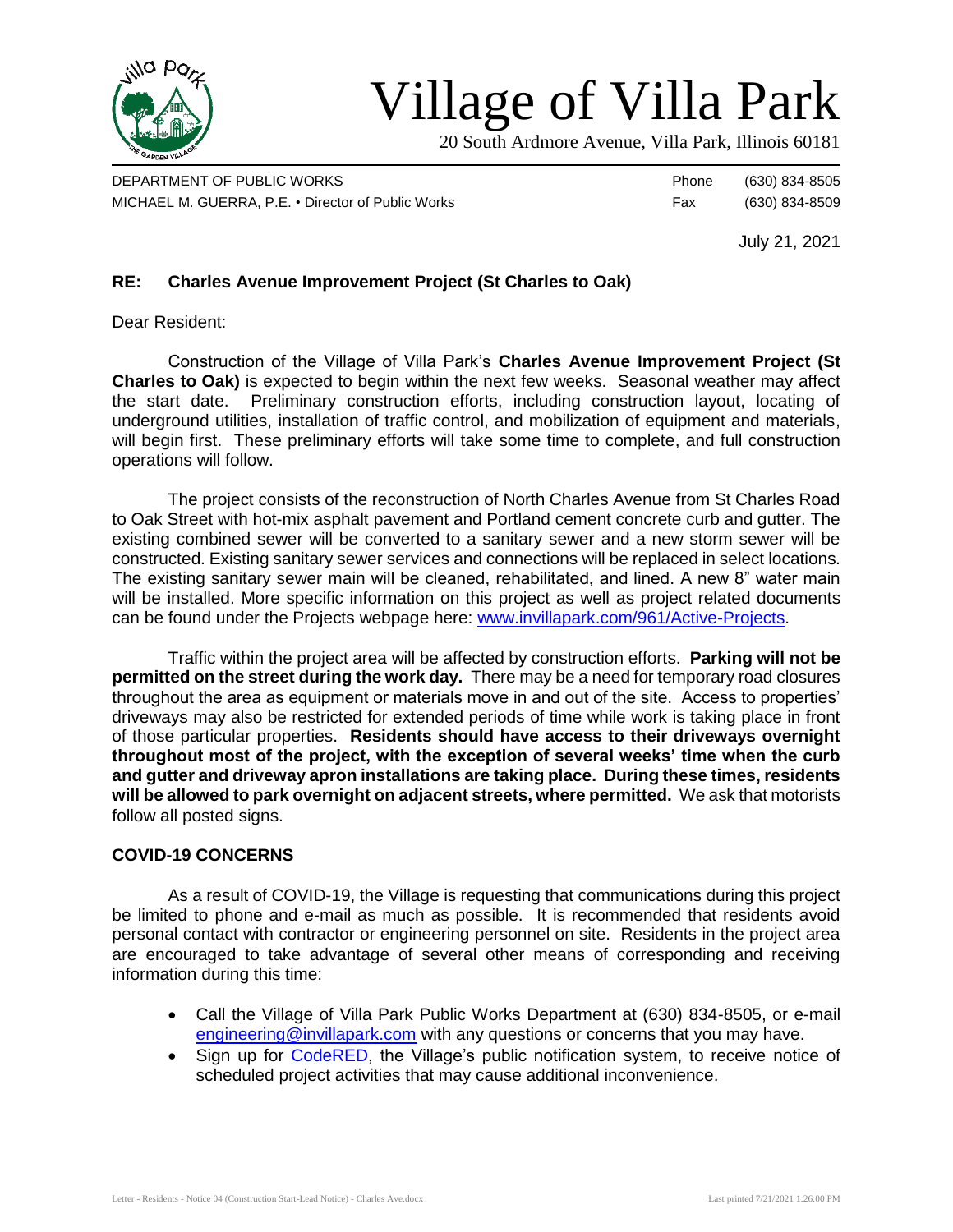# Village of Villa Park

20 South Ardmore Avenue, Villa Park, Illinois 60181

DEPARTMENT OF PUBLIC WORKS
MICHAEL M. GUERRA, P.E. • Director of Public Works

Phone (630) 834-8505
Fax (630) 834-8509

July 21, 2021

**RE: Charles Avenue Improvement Project (St Charles to Oak)**

Dear Resident:

Construction of the Village of Villa Park's **Charles Avenue Improvement Project (St Charles to Oak)** is expected to begin within the next few weeks. Seasonal weather may affect the start date. Preliminary construction efforts, including construction layout, locating of underground utilities, installation of traffic control, and mobilization of equipment and materials, will begin first. These preliminary efforts will take some time to complete, and full construction operations will follow.

The project consists of the reconstruction of North Charles Avenue from St Charles Road to Oak Street with hot-mix asphalt pavement and Portland cement concrete curb and gutter. The existing combined sewer will be converted to a sanitary sewer and a new storm sewer will be constructed. Existing sanitary sewer services and connections will be replaced in select locations. The existing sanitary sewer main will be cleaned, rehabilitated, and lined. A new 8" water main will be installed. More specific information on this project as well as project related documents can be found under the Projects webpage here: www.invillapark.com/961/Active-Projects.

Traffic within the project area will be affected by construction efforts. **Parking will not be permitted on the street during the work day.** There may be a need for temporary road closures throughout the area as equipment or materials move in and out of the site. Access to properties' driveways may also be restricted for extended periods of time while work is taking place in front of those particular properties. **Residents should have access to their driveways overnight throughout most of the project, with the exception of several weeks' time when the curb and gutter and driveway apron installations are taking place. During these times, residents will be allowed to park overnight on adjacent streets, where permitted.** We ask that motorists follow all posted signs.

**COVID-19 CONCERNS**

As a result of COVID-19, the Village is requesting that communications during this project be limited to phone and e-mail as much as possible. It is recommended that residents avoid personal contact with contractor or engineering personnel on site. Residents in the project area are encouraged to take advantage of several other means of corresponding and receiving information during this time:

- Call the Village of Villa Park Public Works Department at (630) 834-8505, or e-mail engineering@invillapark.com with any questions or concerns that you may have.
- Sign up for CodeRED, the Village's public notification system, to receive notice of scheduled project activities that may cause additional inconvenience.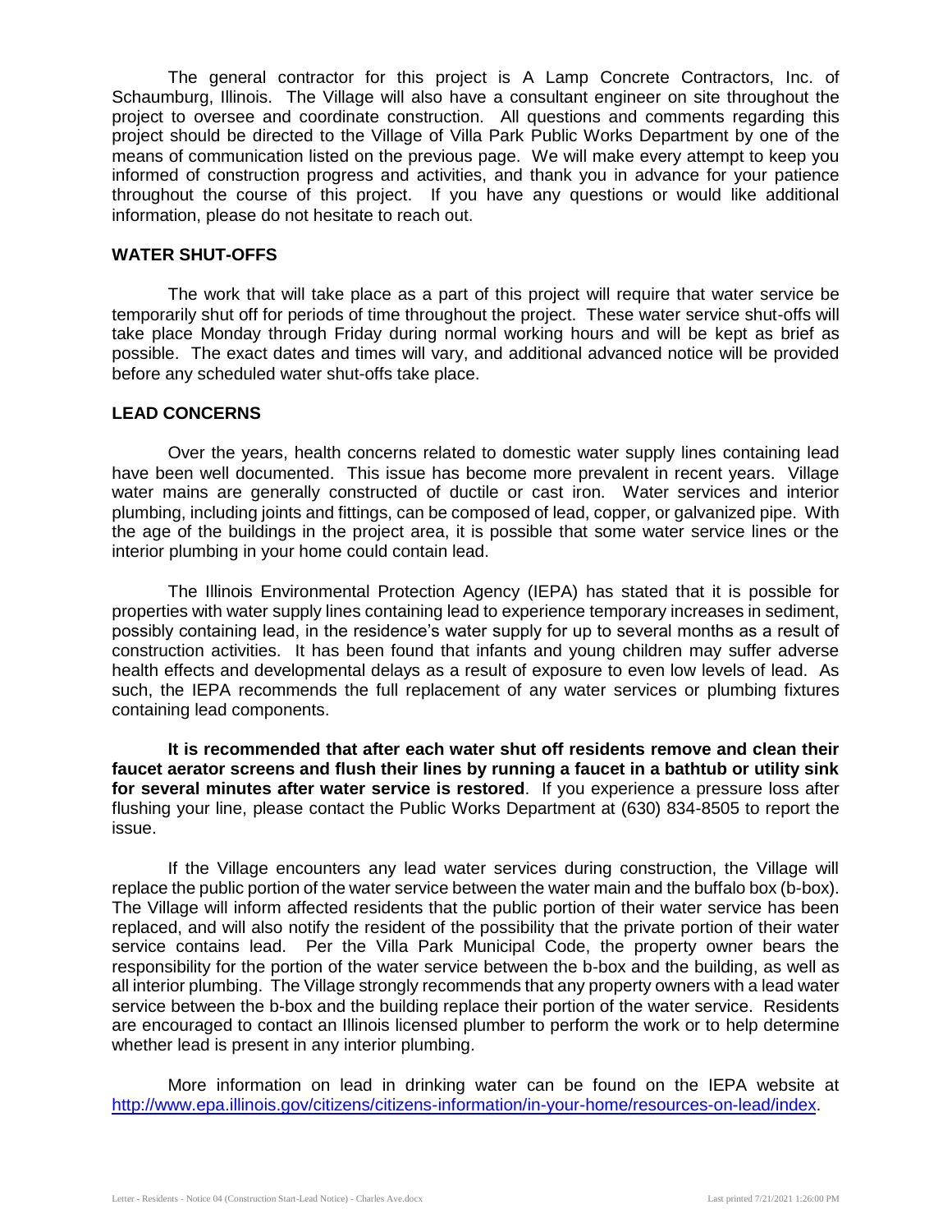The general contractor for this project is A Lamp Concrete Contractors, Inc. of Schaumburg, Illinois. The Village will also have a consultant engineer on site throughout the project to oversee and coordinate construction. All questions and comments regarding this project should be directed to the Village of Villa Park Public Works Department by one of the means of communication listed on the previous page. We will make every attempt to keep you informed of construction progress and activities, and thank you in advance for your patience throughout the course of this project. If you have any questions or would like additional information, please do not hesitate to reach out.

## WATER SHUT-OFFS

The work that will take place as a part of this project will require that water service be temporarily shut off for periods of time throughout the project. These water service shut-offs will take place Monday through Friday during normal working hours and will be kept as brief as possible. The exact dates and times will vary, and additional advanced notice will be provided before any scheduled water shut-offs take place.

## LEAD CONCERNS

Over the years, health concerns related to domestic water supply lines containing lead have been well documented. This issue has become more prevalent in recent years. Village water mains are generally constructed of ductile or cast iron. Water services and interior plumbing, including joints and fittings, can be composed of lead, copper, or galvanized pipe. With the age of the buildings in the project area, it is possible that some water service lines or the interior plumbing in your home could contain lead.

The Illinois Environmental Protection Agency (IEPA) has stated that it is possible for properties with water supply lines containing lead to experience temporary increases in sediment, possibly containing lead, in the residence's water supply for up to several months as a result of construction activities. It has been found that infants and young children may suffer adverse health effects and developmental delays as a result of exposure to even low levels of lead. As such, the IEPA recommends the full replacement of any water services or plumbing fixtures containing lead components.

**It is recommended that after each water shut off residents remove and clean their faucet aerator screens and flush their lines by running a faucet in a bathtub or utility sink for several minutes after water service is restored**. If you experience a pressure loss after flushing your line, please contact the Public Works Department at (630) 834-8505 to report the issue.

If the Village encounters any lead water services during construction, the Village will replace the public portion of the water service between the water main and the buffalo box (b-box). The Village will inform affected residents that the public portion of their water service has been replaced, and will also notify the resident of the possibility that the private portion of their water service contains lead. Per the Villa Park Municipal Code, the property owner bears the responsibility for the portion of the water service between the b-box and the building, as well as all interior plumbing. The Village strongly recommends that any property owners with a lead water service between the b-box and the building replace their portion of the water service. Residents are encouraged to contact an Illinois licensed plumber to perform the work or to help determine whether lead is present in any interior plumbing.

More information on lead in drinking water can be found on the IEPA website at [http://www.epa.illinois.gov/citizens/citizens-information/in-your-home/resources-on-lead/index](http://www.epa.illinois.gov/citizens/citizens-information/in-your-home/resources-on-lead/index).